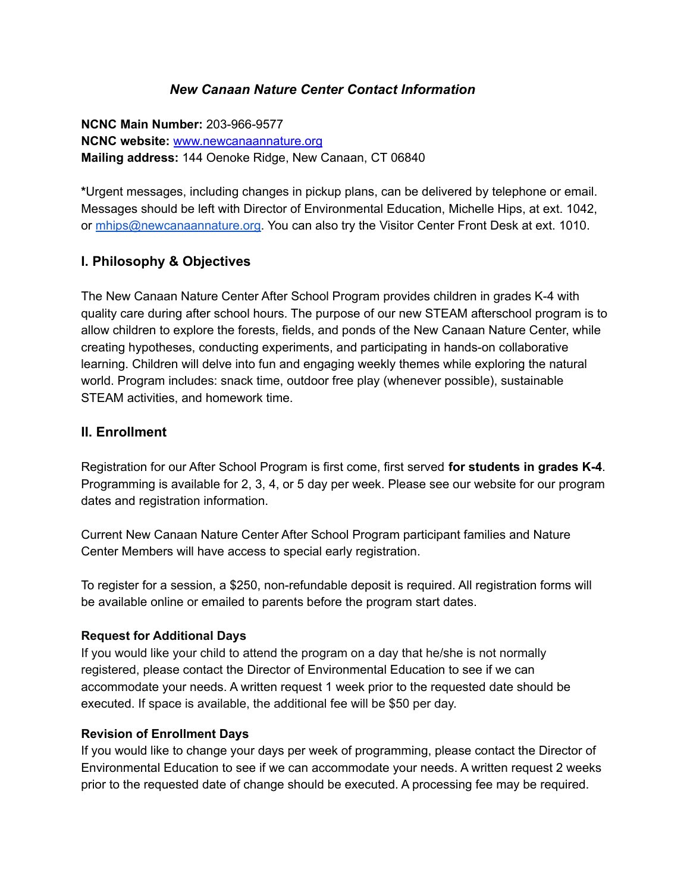## *New Canaan Nature Center Contact Information*

**NCNC Main Number:** 203-966-9577
**NCNC website:** [www.newcanaannature.org](http://www.newcanaannature.org)
**Mailing address:** 144 Oenoke Ridge, New Canaan, CT 06840

***Urgent messages, including changes in pickup plans, can be delivered by telephone or email. Messages should be left with Director of Environmental Education, Michelle Hips, at ext. 1042, or [mhips@newcanaannature.org](mailto:mhips@newcanaannature.org). You can also try the Visitor Center Front Desk at ext. 1010.

## I. Philosophy & Objectives

The New Canaan Nature Center After School Program provides children in grades K-4 with quality care during after school hours. The purpose of our new STEAM afterschool program is to allow children to explore the forests, fields, and ponds of the New Canaan Nature Center, while creating hypotheses, conducting experiments, and participating in hands-on collaborative learning. Children will delve into fun and engaging weekly themes while exploring the natural world. Program includes: snack time, outdoor free play (whenever possible), sustainable STEAM activities, and homework time.

## II. Enrollment

Registration for our After School Program is first come, first served **for students in grades K-4**. Programming is available for 2, 3, 4, or 5 day per week. Please see our website for our program dates and registration information.

Current New Canaan Nature Center After School Program participant families and Nature Center Members will have access to special early registration.

To register for a session, a $250, non-refundable deposit is required. All registration forms will be available online or emailed to parents before the program start dates.

### Request for Additional Days

If you would like your child to attend the program on a day that he/she is not normally registered, please contact the Director of Environmental Education to see if we can accommodate your needs. A written request 1 week prior to the requested date should be executed. If space is available, the additional fee will be $50 per day.

### Revision of Enrollment Days

If you would like to change your days per week of programming, please contact the Director of Environmental Education to see if we can accommodate your needs. A written request 2 weeks prior to the requested date of change should be executed. A processing fee may be required.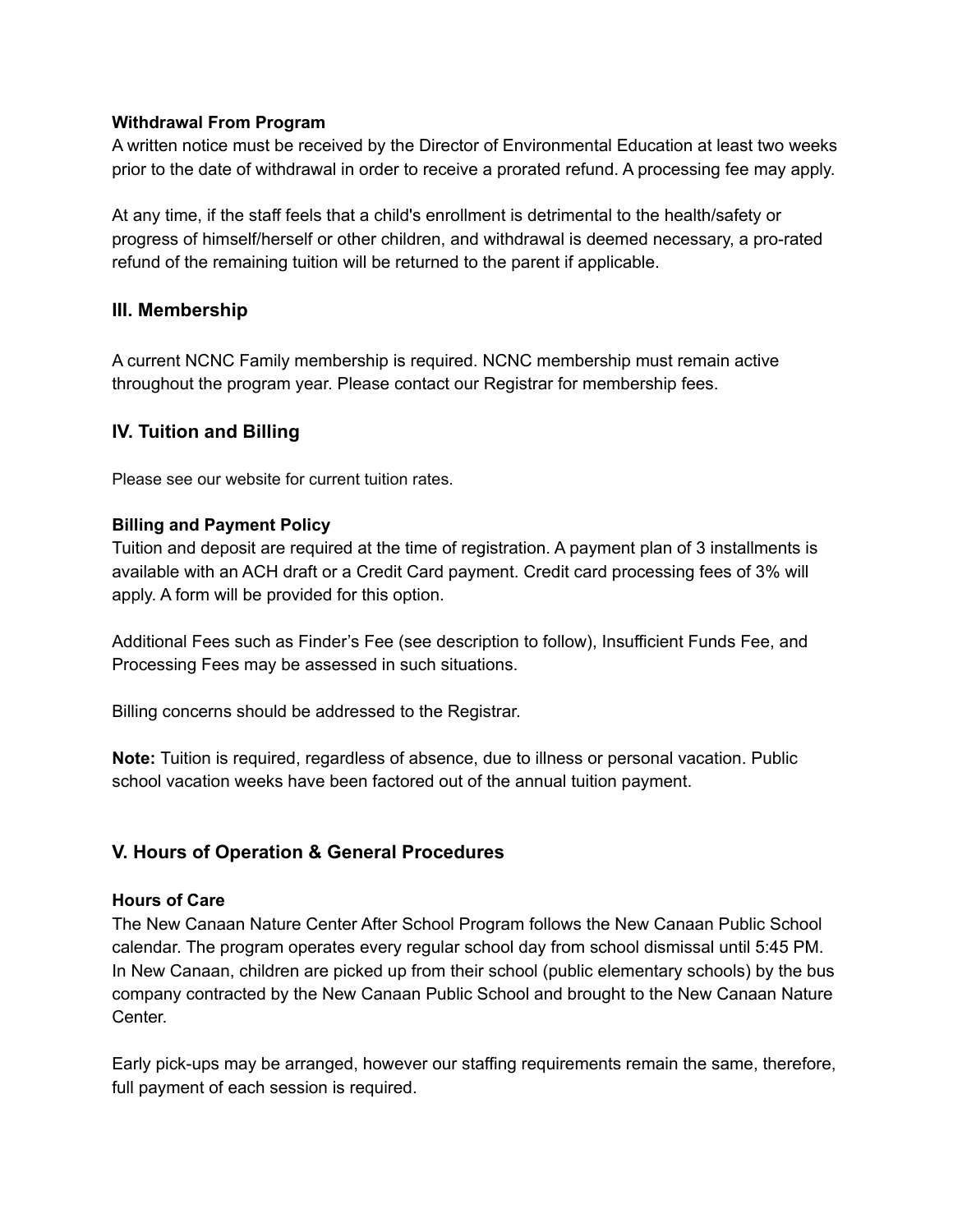**Withdrawal From Program**

A written notice must be received by the Director of Environmental Education at least two weeks prior to the date of withdrawal in order to receive a prorated refund. A processing fee may apply.

At any time, if the staff feels that a child's enrollment is detrimental to the health/safety or progress of himself/herself or other children, and withdrawal is deemed necessary, a pro-rated refund of the remaining tuition will be returned to the parent if applicable.

## III. Membership

A current NCNC Family membership is required. NCNC membership must remain active throughout the program year. Please contact our Registrar for membership fees.

## IV. Tuition and Billing

Please see our website for current tuition rates.

**Billing and Payment Policy**

Tuition and deposit are required at the time of registration. A payment plan of 3 installments is available with an ACH draft or a Credit Card payment. Credit card processing fees of 3% will apply. A form will be provided for this option.

Additional Fees such as Finder's Fee (see description to follow), Insufficient Funds Fee, and Processing Fees may be assessed in such situations.

Billing concerns should be addressed to the Registrar.

**Note:** Tuition is required, regardless of absence, due to illness or personal vacation. Public school vacation weeks have been factored out of the annual tuition payment.

## V. Hours of Operation & General Procedures

**Hours of Care**

The New Canaan Nature Center After School Program follows the New Canaan Public School calendar. The program operates every regular school day from school dismissal until 5:45 PM. In New Canaan, children are picked up from their school (public elementary schools) by the bus company contracted by the New Canaan Public School and brought to the New Canaan Nature Center.

Early pick-ups may be arranged, however our staffing requirements remain the same, therefore, full payment of each session is required.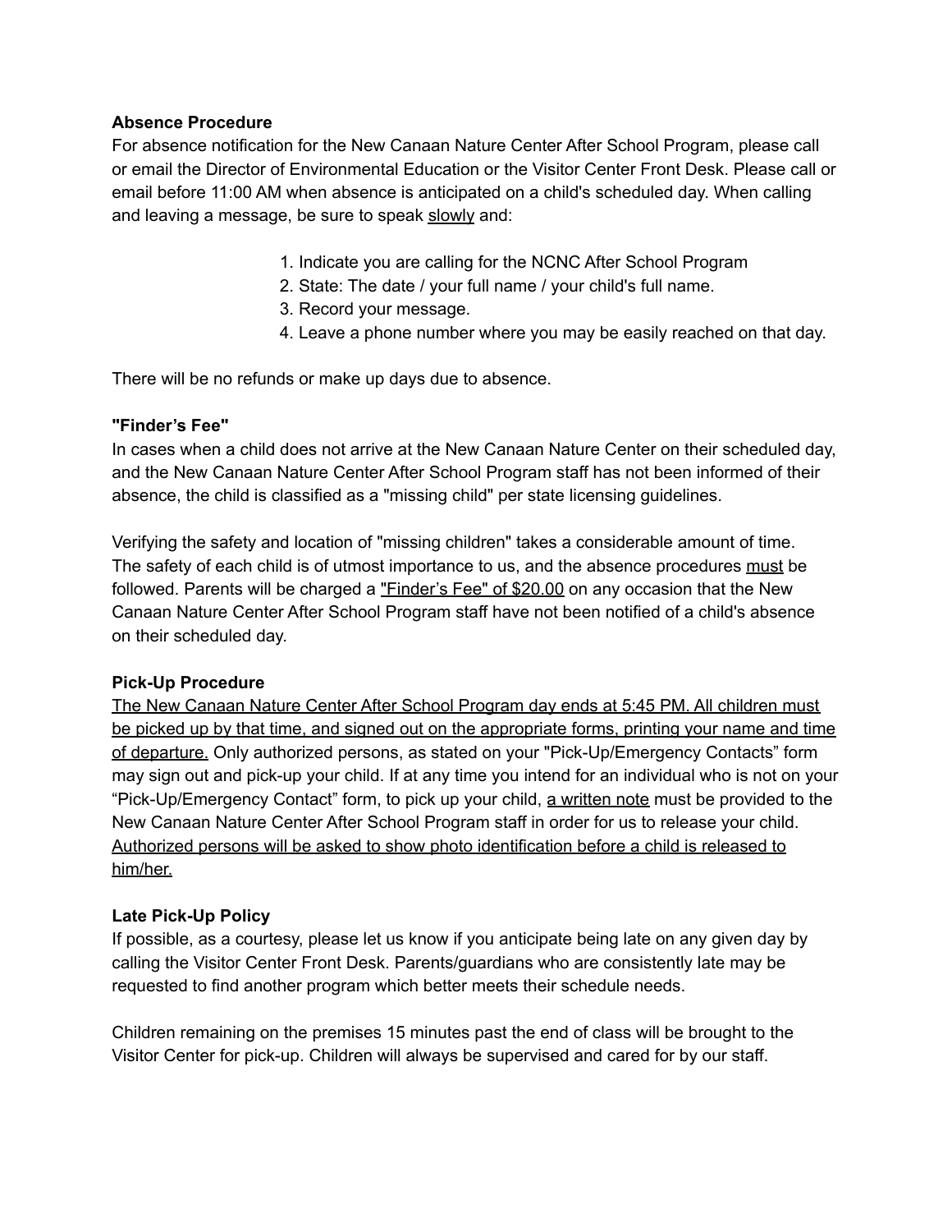**Absence Procedure**

For absence notification for the New Canaan Nature Center After School Program, please call or email the Director of Environmental Education or the Visitor Center Front Desk. Please call or email before 11:00 AM when absence is anticipated on a child's scheduled day. When calling and leaving a message, be sure to speak <u>slowly</u> and:

1. Indicate you are calling for the NCNC After School Program
2. State: The date / your full name / your child's full name.
3. Record your message.
4. Leave a phone number where you may be easily reached on that day.

There will be no refunds or make up days due to absence.

**"Finder's Fee"**

In cases when a child does not arrive at the New Canaan Nature Center on their scheduled day, and the New Canaan Nature Center After School Program staff has not been informed of their absence, the child is classified as a "missing child" per state licensing guidelines.

Verifying the safety and location of "missing children" takes a considerable amount of time. The safety of each child is of utmost importance to us, and the absence procedures <u>must</u> be followed. Parents will be charged a <u>"Finder's Fee" of $20.00</u> on any occasion that the New Canaan Nature Center After School Program staff have not been notified of a child's absence on their scheduled day.

**Pick-Up Procedure**

<u>The New Canaan Nature Center After School Program day ends at 5:45 PM. All children must be picked up by that time, and signed out on the appropriate forms, printing your name and time of departure.</u> Only authorized persons, as stated on your "Pick-Up/Emergency Contacts" form may sign out and pick-up your child. If at any time you intend for an individual who is not on your "Pick-Up/Emergency Contact" form, to pick up your child, <u>a written note</u> must be provided to the New Canaan Nature Center After School Program staff in order for us to release your child. <u>Authorized persons will be asked to show photo identification before a child is released to him/her.</u>

**Late Pick-Up Policy**

If possible, as a courtesy, please let us know if you anticipate being late on any given day by calling the Visitor Center Front Desk. Parents/guardians who are consistently late may be requested to find another program which better meets their schedule needs.

Children remaining on the premises 15 minutes past the end of class will be brought to the Visitor Center for pick-up. Children will always be supervised and cared for by our staff.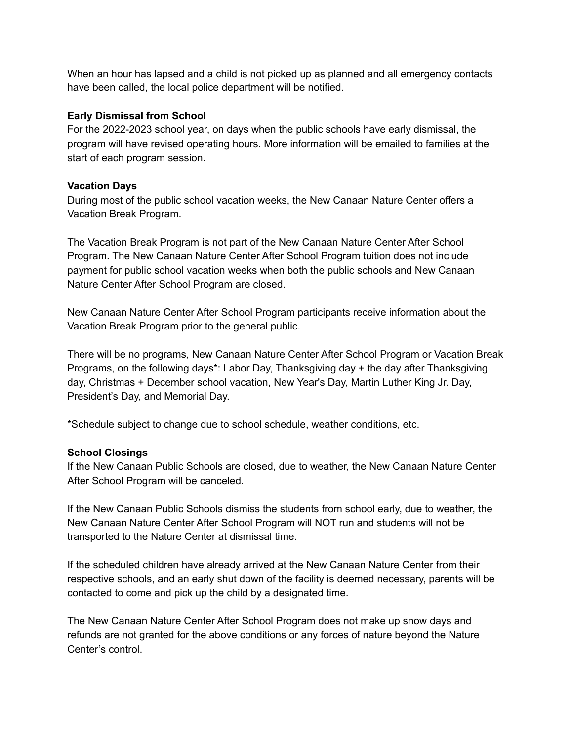When an hour has lapsed and a child is not picked up as planned and all emergency contacts have been called, the local police department will be notified.

**Early Dismissal from School**

For the 2022-2023 school year, on days when the public schools have early dismissal, the program will have revised operating hours. More information will be emailed to families at the start of each program session.

**Vacation Days**

During most of the public school vacation weeks, the New Canaan Nature Center offers a Vacation Break Program.

The Vacation Break Program is not part of the New Canaan Nature Center After School Program. The New Canaan Nature Center After School Program tuition does not include payment for public school vacation weeks when both the public schools and New Canaan Nature Center After School Program are closed.

New Canaan Nature Center After School Program participants receive information about the Vacation Break Program prior to the general public.

There will be no programs, New Canaan Nature Center After School Program or Vacation Break Programs, on the following days*: Labor Day, Thanksgiving day + the day after Thanksgiving day, Christmas + December school vacation, New Year's Day, Martin Luther King Jr. Day, President's Day, and Memorial Day.

*Schedule subject to change due to school schedule, weather conditions, etc.

**School Closings**

If the New Canaan Public Schools are closed, due to weather, the New Canaan Nature Center After School Program will be canceled.

If the New Canaan Public Schools dismiss the students from school early, due to weather, the New Canaan Nature Center After School Program will NOT run and students will not be transported to the Nature Center at dismissal time.

If the scheduled children have already arrived at the New Canaan Nature Center from their respective schools, and an early shut down of the facility is deemed necessary, parents will be contacted to come and pick up the child by a designated time.

The New Canaan Nature Center After School Program does not make up snow days and refunds are not granted for the above conditions or any forces of nature beyond the Nature Center's control.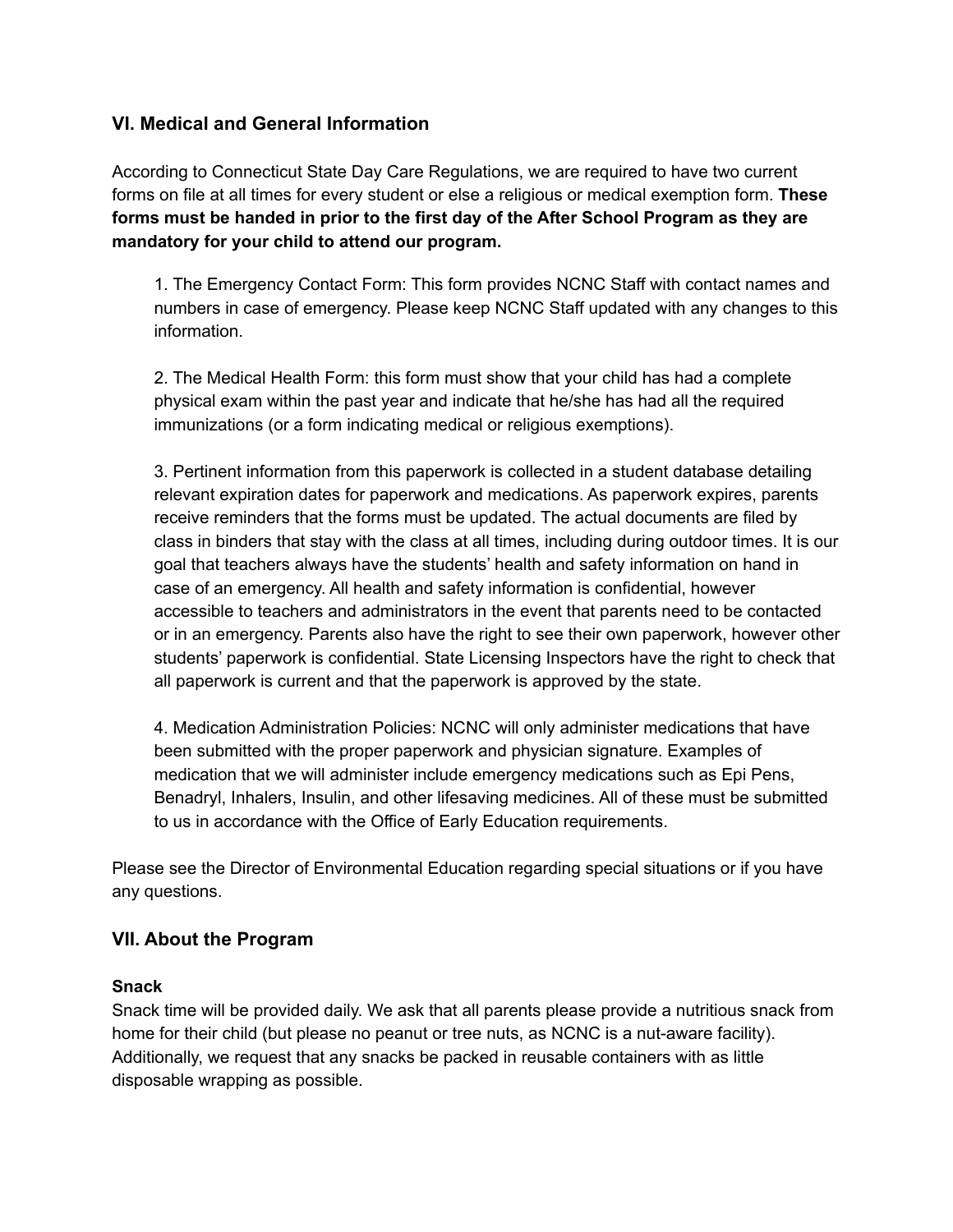## VI. Medical and General Information

According to Connecticut State Day Care Regulations, we are required to have two current forms on file at all times for every student or else a religious or medical exemption form. **These forms must be handed in prior to the first day of the After School Program as they are mandatory for your child to attend our program.**

1. The Emergency Contact Form: This form provides NCNC Staff with contact names and numbers in case of emergency. Please keep NCNC Staff updated with any changes to this information.

2. The Medical Health Form: this form must show that your child has had a complete physical exam within the past year and indicate that he/she has had all the required immunizations (or a form indicating medical or religious exemptions).

3. Pertinent information from this paperwork is collected in a student database detailing relevant expiration dates for paperwork and medications. As paperwork expires, parents receive reminders that the forms must be updated. The actual documents are filed by class in binders that stay with the class at all times, including during outdoor times. It is our goal that teachers always have the students' health and safety information on hand in case of an emergency. All health and safety information is confidential, however accessible to teachers and administrators in the event that parents need to be contacted or in an emergency. Parents also have the right to see their own paperwork, however other students' paperwork is confidential. State Licensing Inspectors have the right to check that all paperwork is current and that the paperwork is approved by the state.

4. Medication Administration Policies: NCNC will only administer medications that have been submitted with the proper paperwork and physician signature. Examples of medication that we will administer include emergency medications such as Epi Pens, Benadryl, Inhalers, Insulin, and other lifesaving medicines. All of these must be submitted to us in accordance with the Office of Early Education requirements.

Please see the Director of Environmental Education regarding special situations or if you have any questions.

## VII. About the Program

**Snack**

Snack time will be provided daily. We ask that all parents please provide a nutritious snack from home for their child (but please no peanut or tree nuts, as NCNC is a nut-aware facility). Additionally, we request that any snacks be packed in reusable containers with as little disposable wrapping as possible.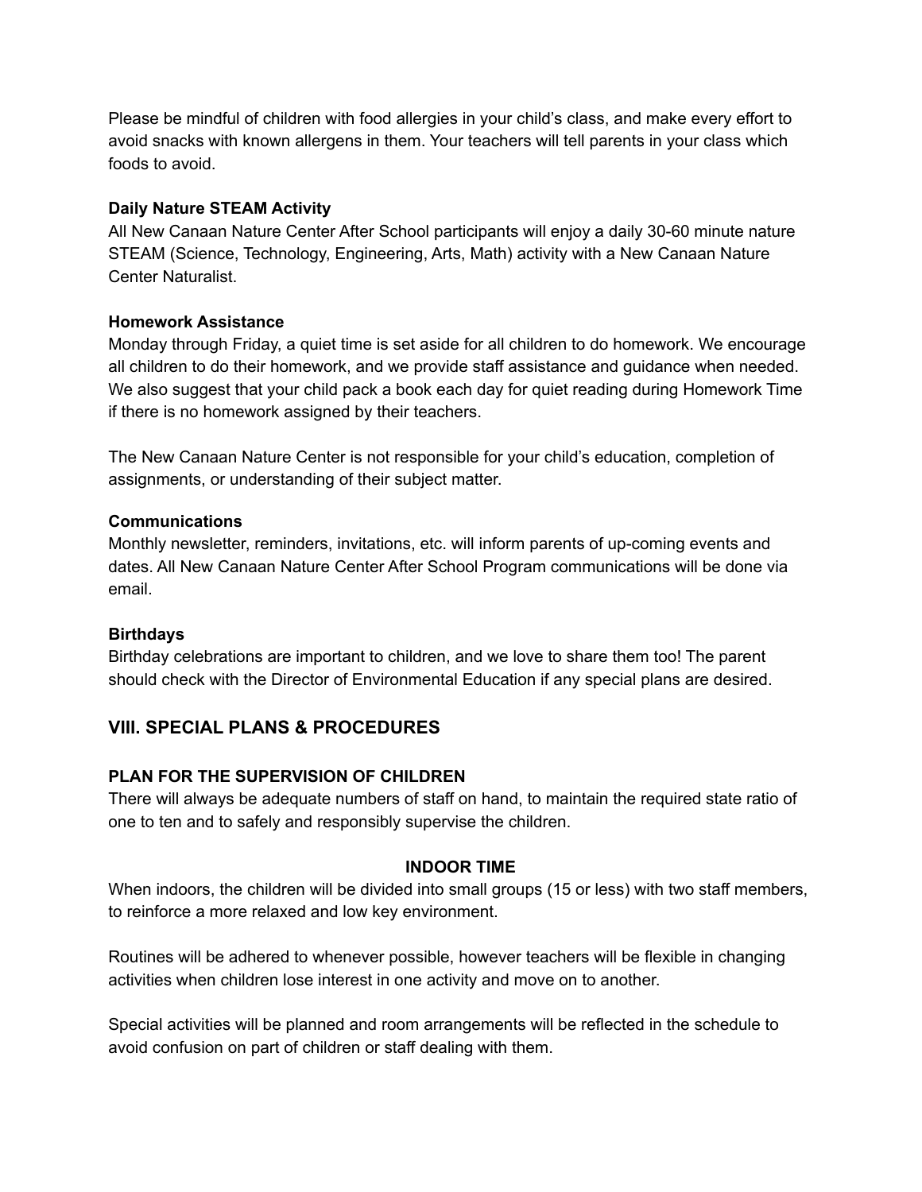Please be mindful of children with food allergies in your child's class, and make every effort to avoid snacks with known allergens in them. Your teachers will tell parents in your class which foods to avoid.

**Daily Nature STEAM Activity**
All New Canaan Nature Center After School participants will enjoy a daily 30-60 minute nature STEAM (Science, Technology, Engineering, Arts, Math) activity with a New Canaan Nature Center Naturalist.

**Homework Assistance**
Monday through Friday, a quiet time is set aside for all children to do homework. We encourage all children to do their homework, and we provide staff assistance and guidance when needed. We also suggest that your child pack a book each day for quiet reading during Homework Time if there is no homework assigned by their teachers.

The New Canaan Nature Center is not responsible for your child's education, completion of assignments, or understanding of their subject matter.

**Communications**
Monthly newsletter, reminders, invitations, etc. will inform parents of up-coming events and dates. All New Canaan Nature Center After School Program communications will be done via email.

**Birthdays**
Birthday celebrations are important to children, and we love to share them too! The parent should check with the Director of Environmental Education if any special plans are desired.

## VIII. SPECIAL PLANS & PROCEDURES

**PLAN FOR THE SUPERVISION OF CHILDREN**
There will always be adequate numbers of staff on hand, to maintain the required state ratio of one to ten and to safely and responsibly supervise the children.

**INDOOR TIME**

When indoors, the children will be divided into small groups (15 or less) with two staff members, to reinforce a more relaxed and low key environment.

Routines will be adhered to whenever possible, however teachers will be flexible in changing activities when children lose interest in one activity and move on to another.

Special activities will be planned and room arrangements will be reflected in the schedule to avoid confusion on part of children or staff dealing with them.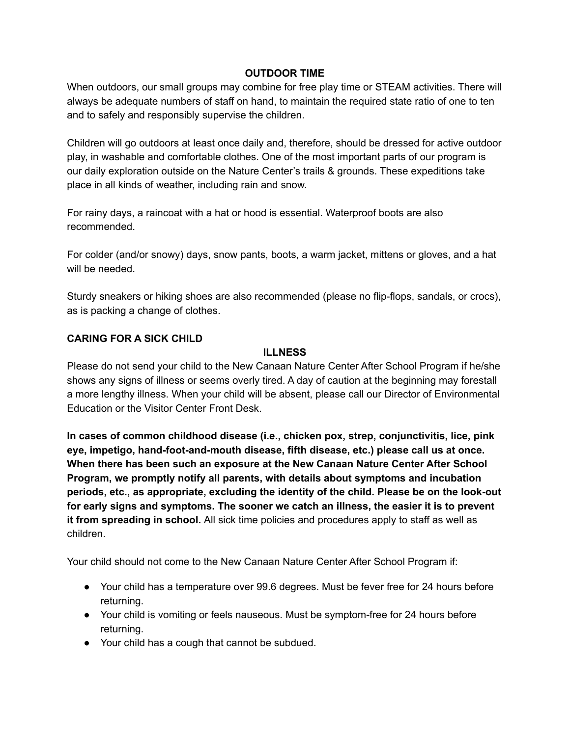## OUTDOOR TIME

When outdoors, our small groups may combine for free play time or STEAM activities. There will always be adequate numbers of staff on hand, to maintain the required state ratio of one to ten and to safely and responsibly supervise the children.

Children will go outdoors at least once daily and, therefore, should be dressed for active outdoor play, in washable and comfortable clothes. One of the most important parts of our program is our daily exploration outside on the Nature Center's trails & grounds. These expeditions take place in all kinds of weather, including rain and snow.

For rainy days, a raincoat with a hat or hood is essential. Waterproof boots are also recommended.

For colder (and/or snowy) days, snow pants, boots, a warm jacket, mittens or gloves, and a hat will be needed.

Sturdy sneakers or hiking shoes are also recommended (please no flip-flops, sandals, or crocs), as is packing a change of clothes.

## CARING FOR A SICK CHILD

### ILLNESS

Please do not send your child to the New Canaan Nature Center After School Program if he/she shows any signs of illness or seems overly tired. A day of caution at the beginning may forestall a more lengthy illness. When your child will be absent, please call our Director of Environmental Education or the Visitor Center Front Desk.

**In cases of common childhood disease (i.e., chicken pox, strep, conjunctivitis, lice, pink eye, impetigo, hand-foot-and-mouth disease, fifth disease, etc.) please call us at once. When there has been such an exposure at the New Canaan Nature Center After School Program, we promptly notify all parents, with details about symptoms and incubation periods, etc., as appropriate, excluding the identity of the child. Please be on the look-out for early signs and symptoms. The sooner we catch an illness, the easier it is to prevent it from spreading in school.** All sick time policies and procedures apply to staff as well as children.

Your child should not come to the New Canaan Nature Center After School Program if:

- Your child has a temperature over 99.6 degrees. Must be fever free for 24 hours before returning.
- Your child is vomiting or feels nauseous. Must be symptom-free for 24 hours before returning.
- Your child has a cough that cannot be subdued.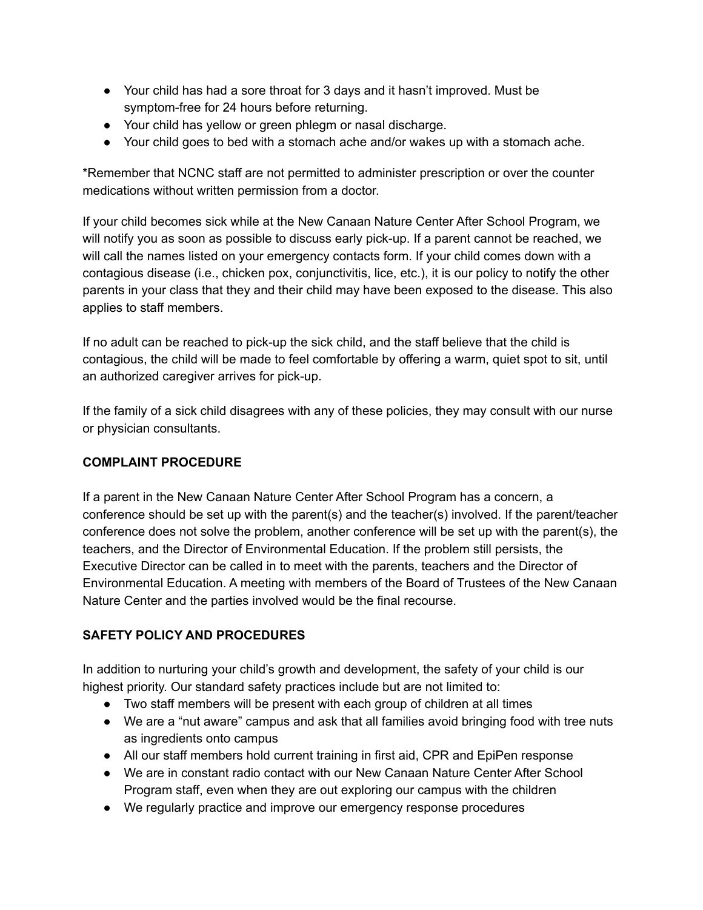- Your child has had a sore throat for 3 days and it hasn't improved. Must be symptom-free for 24 hours before returning.
- Your child has yellow or green phlegm or nasal discharge.
- Your child goes to bed with a stomach ache and/or wakes up with a stomach ache.

*Remember that NCNC staff are not permitted to administer prescription or over the counter medications without written permission from a doctor.

If your child becomes sick while at the New Canaan Nature Center After School Program, we will notify you as soon as possible to discuss early pick-up. If a parent cannot be reached, we will call the names listed on your emergency contacts form. If your child comes down with a contagious disease (i.e., chicken pox, conjunctivitis, lice, etc.), it is our policy to notify the other parents in your class that they and their child may have been exposed to the disease. This also applies to staff members.

If no adult can be reached to pick-up the sick child, and the staff believe that the child is contagious, the child will be made to feel comfortable by offering a warm, quiet spot to sit, until an authorized caregiver arrives for pick-up.

If the family of a sick child disagrees with any of these policies, they may consult with our nurse or physician consultants.

**COMPLAINT PROCEDURE**

If a parent in the New Canaan Nature Center After School Program has a concern, a conference should be set up with the parent(s) and the teacher(s) involved. If the parent/teacher conference does not solve the problem, another conference will be set up with the parent(s), the teachers, and the Director of Environmental Education. If the problem still persists, the Executive Director can be called in to meet with the parents, teachers and the Director of Environmental Education. A meeting with members of the Board of Trustees of the New Canaan Nature Center and the parties involved would be the final recourse.

**SAFETY POLICY AND PROCEDURES**

In addition to nurturing your child's growth and development, the safety of your child is our highest priority. Our standard safety practices include but are not limited to:

- Two staff members will be present with each group of children at all times
- We are a "nut aware" campus and ask that all families avoid bringing food with tree nuts as ingredients onto campus
- All our staff members hold current training in first aid, CPR and EpiPen response
- We are in constant radio contact with our New Canaan Nature Center After School Program staff, even when they are out exploring our campus with the children
- We regularly practice and improve our emergency response procedures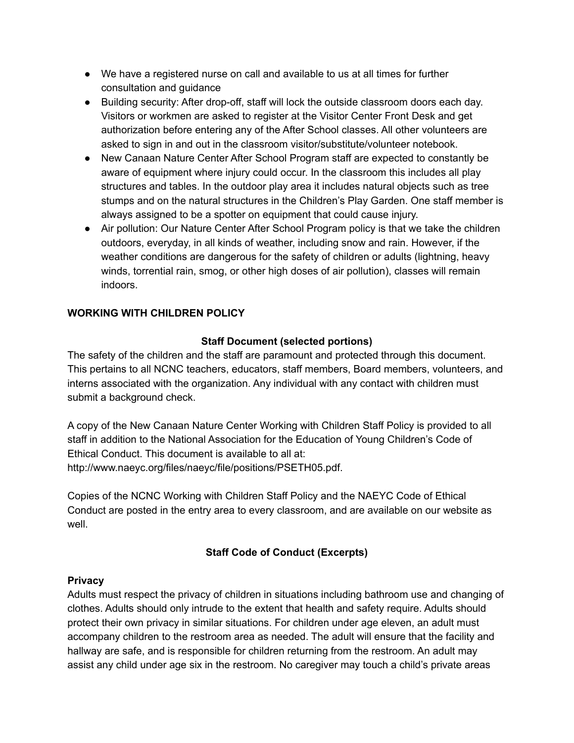- We have a registered nurse on call and available to us at all times for further consultation and guidance
- Building security: After drop-off, staff will lock the outside classroom doors each day. Visitors or workmen are asked to register at the Visitor Center Front Desk and get authorization before entering any of the After School classes. All other volunteers are asked to sign in and out in the classroom visitor/substitute/volunteer notebook.
- New Canaan Nature Center After School Program staff are expected to constantly be aware of equipment where injury could occur. In the classroom this includes all play structures and tables. In the outdoor play area it includes natural objects such as tree stumps and on the natural structures in the Children's Play Garden. One staff member is always assigned to be a spotter on equipment that could cause injury.
- Air pollution: Our Nature Center After School Program policy is that we take the children outdoors, everyday, in all kinds of weather, including snow and rain. However, if the weather conditions are dangerous for the safety of children or adults (lightning, heavy winds, torrential rain, smog, or other high doses of air pollution), classes will remain indoors.

## WORKING WITH CHILDREN POLICY

### Staff Document (selected portions)

The safety of the children and the staff are paramount and protected through this document. This pertains to all NCNC teachers, educators, staff members, Board members, volunteers, and interns associated with the organization. Any individual with any contact with children must submit a background check.

A copy of the New Canaan Nature Center Working with Children Staff Policy is provided to all staff in addition to the National Association for the Education of Young Children's Code of Ethical Conduct. This document is available to all at: http://www.naeyc.org/files/naeyc/file/positions/PSETH05.pdf.

Copies of the NCNC Working with Children Staff Policy and the NAEYC Code of Ethical Conduct are posted in the entry area to every classroom, and are available on our website as well.

### Staff Code of Conduct (Excerpts)

**Privacy**

Adults must respect the privacy of children in situations including bathroom use and changing of clothes. Adults should only intrude to the extent that health and safety require. Adults should protect their own privacy in similar situations. For children under age eleven, an adult must accompany children to the restroom area as needed. The adult will ensure that the facility and hallway are safe, and is responsible for children returning from the restroom. An adult may assist any child under age six in the restroom. No caregiver may touch a child's private areas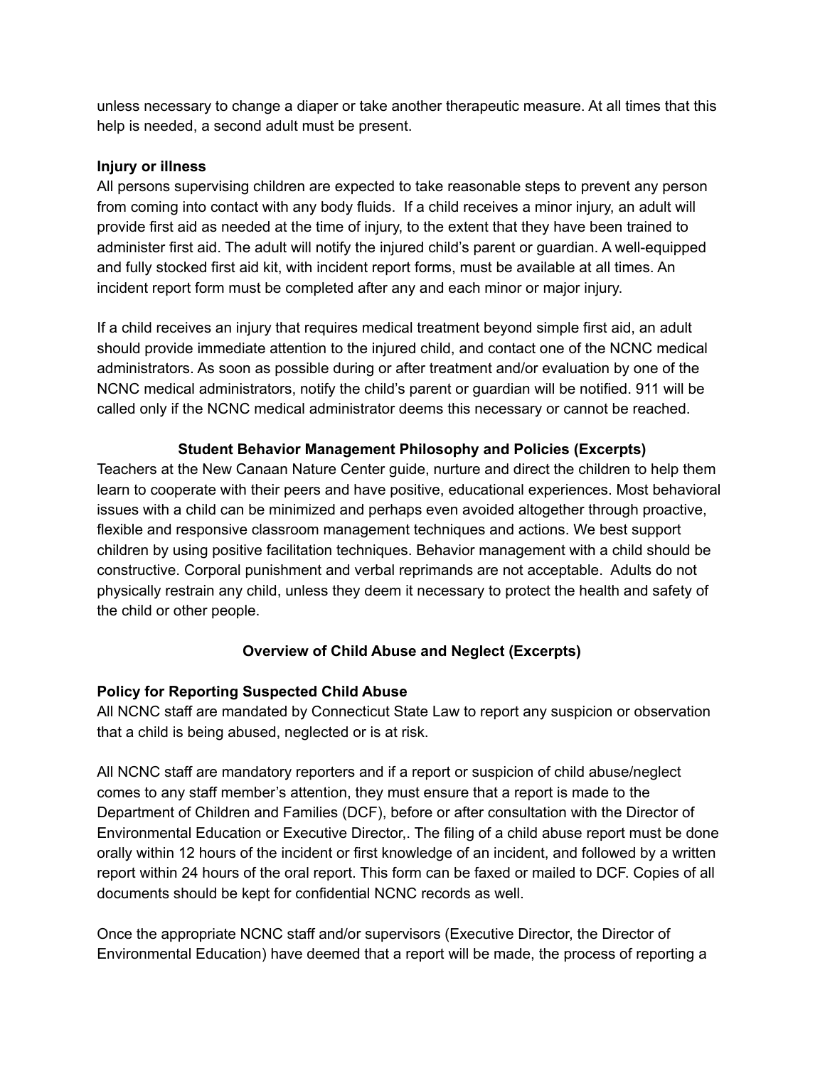unless necessary to change a diaper or take another therapeutic measure. At all times that this help is needed, a second adult must be present.

**Injury or illness**

All persons supervising children are expected to take reasonable steps to prevent any person from coming into contact with any body fluids.  If a child receives a minor injury, an adult will provide first aid as needed at the time of injury, to the extent that they have been trained to administer first aid. The adult will notify the injured child's parent or guardian. A well-equipped and fully stocked first aid kit, with incident report forms, must be available at all times. An incident report form must be completed after any and each minor or major injury.

If a child receives an injury that requires medical treatment beyond simple first aid, an adult should provide immediate attention to the injured child, and contact one of the NCNC medical administrators. As soon as possible during or after treatment and/or evaluation by one of the NCNC medical administrators, notify the child's parent or guardian will be notified. 911 will be called only if the NCNC medical administrator deems this necessary or cannot be reached.

## Student Behavior Management Philosophy and Policies (Excerpts)

Teachers at the New Canaan Nature Center guide, nurture and direct the children to help them learn to cooperate with their peers and have positive, educational experiences. Most behavioral issues with a child can be minimized and perhaps even avoided altogether through proactive, flexible and responsive classroom management techniques and actions. We best support children by using positive facilitation techniques. Behavior management with a child should be constructive. Corporal punishment and verbal reprimands are not acceptable.  Adults do not physically restrain any child, unless they deem it necessary to protect the health and safety of the child or other people.

## Overview of Child Abuse and Neglect (Excerpts)

**Policy for Reporting Suspected Child Abuse**

All NCNC staff are mandated by Connecticut State Law to report any suspicion or observation that a child is being abused, neglected or is at risk.

All NCNC staff are mandatory reporters and if a report or suspicion of child abuse/neglect comes to any staff member's attention, they must ensure that a report is made to the Department of Children and Families (DCF), before or after consultation with the Director of Environmental Education or Executive Director,. The filing of a child abuse report must be done orally within 12 hours of the incident or first knowledge of an incident, and followed by a written report within 24 hours of the oral report. This form can be faxed or mailed to DCF. Copies of all documents should be kept for confidential NCNC records as well.

Once the appropriate NCNC staff and/or supervisors (Executive Director, the Director of Environmental Education) have deemed that a report will be made, the process of reporting a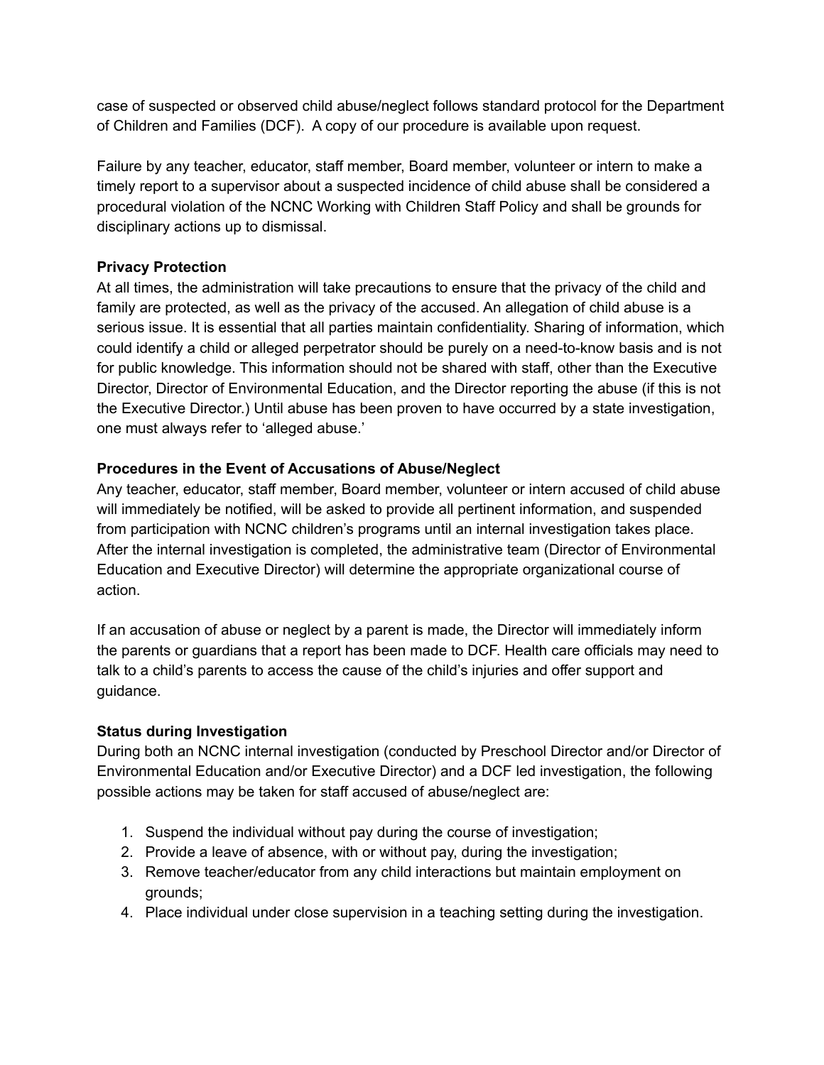case of suspected or observed child abuse/neglect follows standard protocol for the Department of Children and Families (DCF). A copy of our procedure is available upon request.

Failure by any teacher, educator, staff member, Board member, volunteer or intern to make a timely report to a supervisor about a suspected incidence of child abuse shall be considered a procedural violation of the NCNC Working with Children Staff Policy and shall be grounds for disciplinary actions up to dismissal.

**Privacy Protection**

At all times, the administration will take precautions to ensure that the privacy of the child and family are protected, as well as the privacy of the accused. An allegation of child abuse is a serious issue. It is essential that all parties maintain confidentiality. Sharing of information, which could identify a child or alleged perpetrator should be purely on a need-to-know basis and is not for public knowledge. This information should not be shared with staff, other than the Executive Director, Director of Environmental Education, and the Director reporting the abuse (if this is not the Executive Director.) Until abuse has been proven to have occurred by a state investigation, one must always refer to 'alleged abuse.'

**Procedures in the Event of Accusations of Abuse/Neglect**

Any teacher, educator, staff member, Board member, volunteer or intern accused of child abuse will immediately be notified, will be asked to provide all pertinent information, and suspended from participation with NCNC children's programs until an internal investigation takes place. After the internal investigation is completed, the administrative team (Director of Environmental Education and Executive Director) will determine the appropriate organizational course of action.

If an accusation of abuse or neglect by a parent is made, the Director will immediately inform the parents or guardians that a report has been made to DCF. Health care officials may need to talk to a child's parents to access the cause of the child's injuries and offer support and guidance.

**Status during Investigation**

During both an NCNC internal investigation (conducted by Preschool Director and/or Director of Environmental Education and/or Executive Director) and a DCF led investigation, the following possible actions may be taken for staff accused of abuse/neglect are:

1. Suspend the individual without pay during the course of investigation;
2. Provide a leave of absence, with or without pay, during the investigation;
3. Remove teacher/educator from any child interactions but maintain employment on grounds;
4. Place individual under close supervision in a teaching setting during the investigation.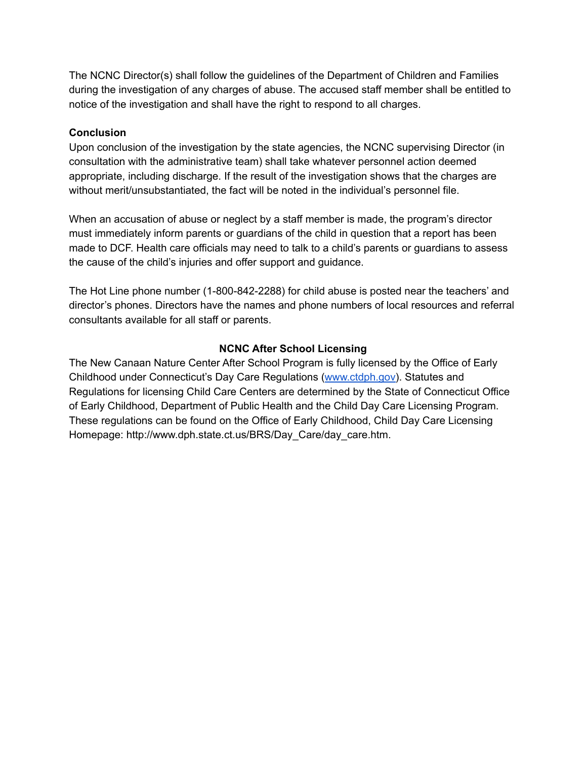The NCNC Director(s) shall follow the guidelines of the Department of Children and Families during the investigation of any charges of abuse. The accused staff member shall be entitled to notice of the investigation and shall have the right to respond to all charges.

**Conclusion**

Upon conclusion of the investigation by the state agencies, the NCNC supervising Director (in consultation with the administrative team) shall take whatever personnel action deemed appropriate, including discharge. If the result of the investigation shows that the charges are without merit/unsubstantiated, the fact will be noted in the individual's personnel file.

When an accusation of abuse or neglect by a staff member is made, the program's director must immediately inform parents or guardians of the child in question that a report has been made to DCF. Health care officials may need to talk to a child's parents or guardians to assess the cause of the child's injuries and offer support and guidance.

The Hot Line phone number (1-800-842-2288) for child abuse is posted near the teachers' and director's phones. Directors have the names and phone numbers of local resources and referral consultants available for all staff or parents.

## NCNC After School Licensing

The New Canaan Nature Center After School Program is fully licensed by the Office of Early Childhood under Connecticut's Day Care Regulations ([www.ctdph.gov](http://www.ctdph.gov)). Statutes and Regulations for licensing Child Care Centers are determined by the State of Connecticut Office of Early Childhood, Department of Public Health and the Child Day Care Licensing Program. These regulations can be found on the Office of Early Childhood, Child Day Care Licensing Homepage: http://www.dph.state.ct.us/BRS/Day_Care/day_care.htm.